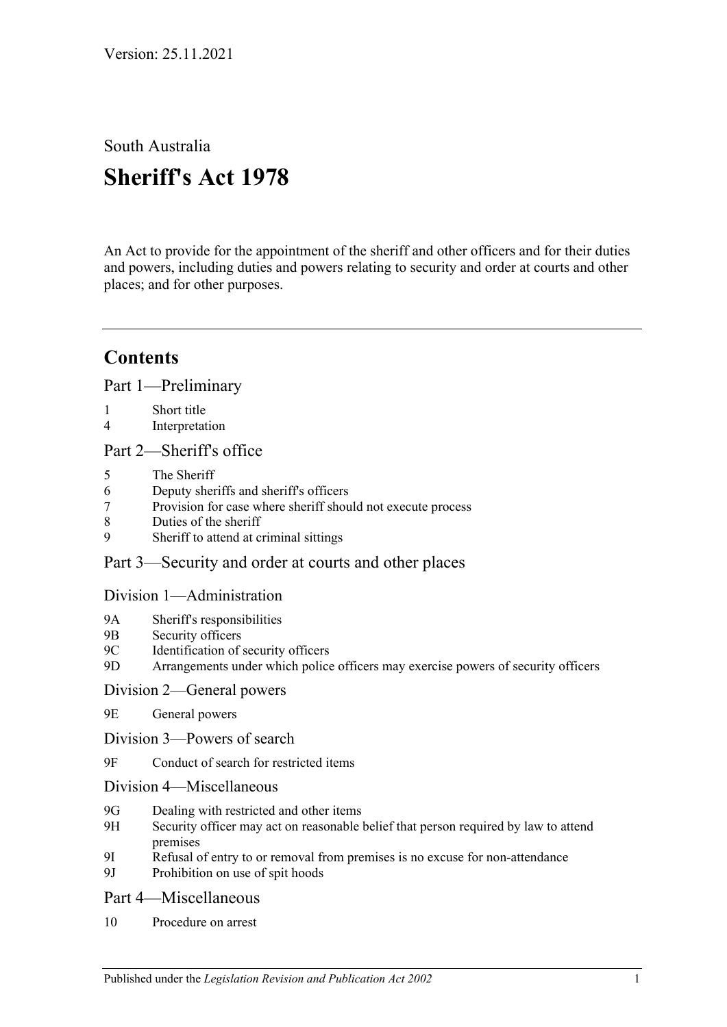Version: 25.11.2021

South Australia

# Sheriff's Act 1978

An Act to provide for the appointment of the sheriff and other officers and for their duties and powers, including duties and powers relating to security and order at courts and other places; and for other purposes.

---

## Contents

Part 1—Preliminary

1 Short title
4 Interpretation

Part 2—Sheriff's office

5 The Sheriff
6 Deputy sheriffs and sheriff's officers
7 Provision for case where sheriff should not execute process
8 Duties of the sheriff
9 Sheriff to attend at criminal sittings

Part 3—Security and order at courts and other places

Division 1—Administration

9A Sheriff's responsibilities
9B Security officers
9C Identification of security officers
9D Arrangements under which police officers may exercise powers of security officers

Division 2—General powers

9E General powers

Division 3—Powers of search

9F Conduct of search for restricted items

Division 4—Miscellaneous

9G Dealing with restricted and other items
9H Security officer may act on reasonable belief that person required by law to attend premises
9I Refusal of entry to or removal from premises is no excuse for non-attendance
9J Prohibition on use of spit hoods

Part 4—Miscellaneous

10 Procedure on arrest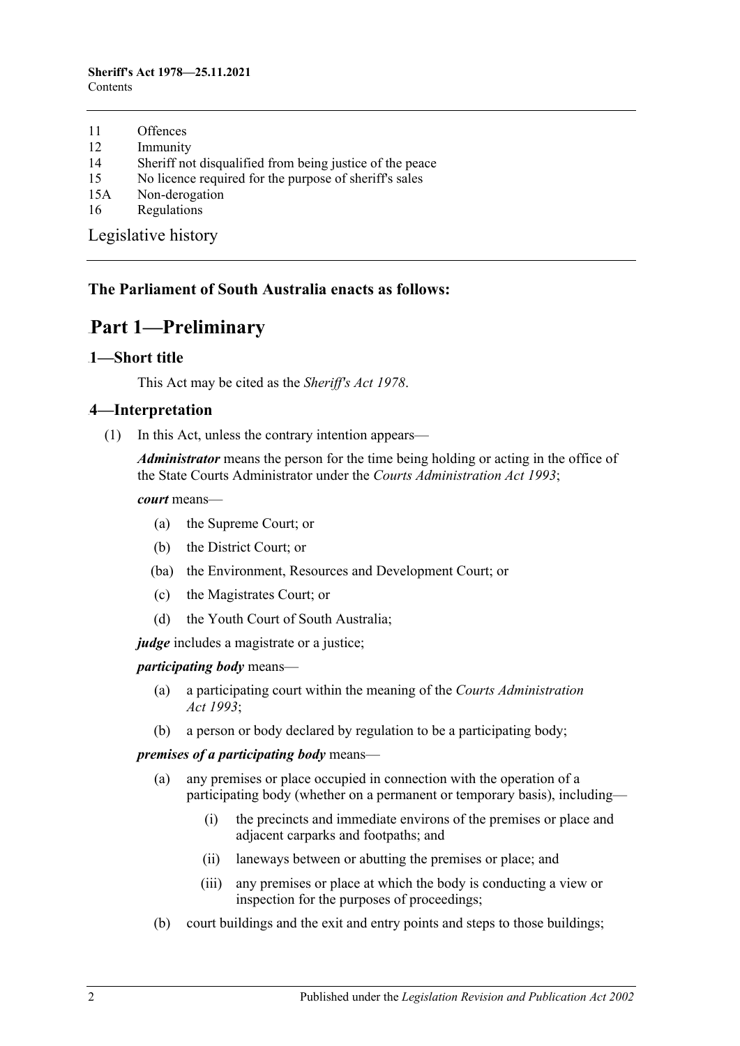11 Offences
12 Immunity
14 Sheriff not disqualified from being justice of the peace
15 No licence required for the purpose of sheriff's sales
15A Non-derogation
16 Regulations

Legislative history

**The Parliament of South Australia enacts as follows:**

# Part 1—Preliminary

## 1—Short title

This Act may be cited as the *Sheriff's Act 1978*.

## 4—Interpretation

(1) In this Act, unless the contrary intention appears—

***Administrator*** means the person for the time being holding or acting in the office of the State Courts Administrator under the *Courts Administration Act 1993*;

***court*** means—

- (a) the Supreme Court; or
- (b) the District Court; or
- (ba) the Environment, Resources and Development Court; or
- (c) the Magistrates Court; or
- (d) the Youth Court of South Australia;

***judge*** includes a magistrate or a justice;

***participating body*** means—

- (a) a participating court within the meaning of the *Courts Administration Act 1993*;
- (b) a person or body declared by regulation to be a participating body;

***premises of a participating body*** means—

- (a) any premises or place occupied in connection with the operation of a participating body (whether on a permanent or temporary basis), including—
  - (i) the precincts and immediate environs of the premises or place and adjacent carparks and footpaths; and
  - (ii) laneways between or abutting the premises or place; and
  - (iii) any premises or place at which the body is conducting a view or inspection for the purposes of proceedings;
- (b) court buildings and the exit and entry points and steps to those buildings;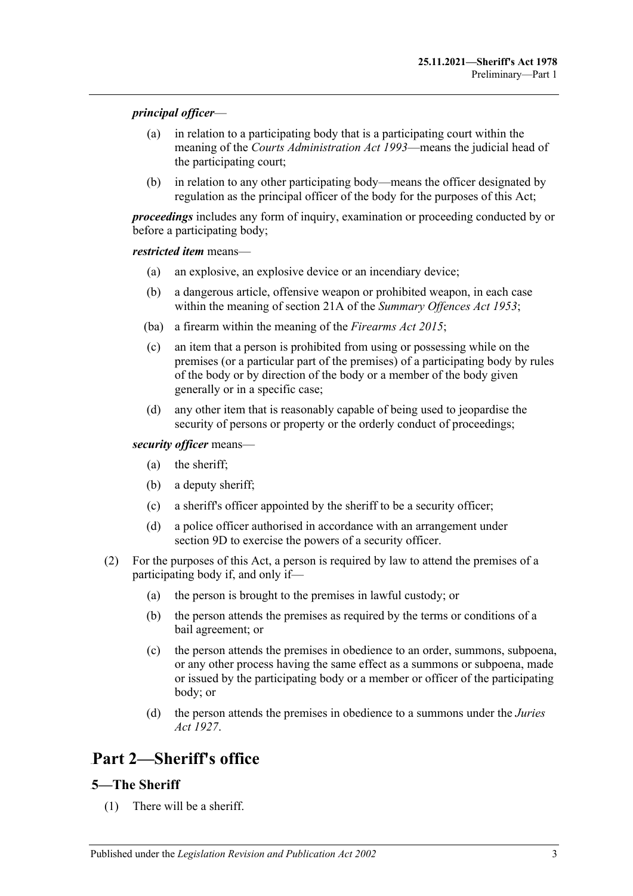***principal officer***—

(a) in relation to a participating body that is a participating court within the meaning of the *Courts Administration Act 1993*—means the judicial head of the participating court;

(b) in relation to any other participating body—means the officer designated by regulation as the principal officer of the body for the purposes of this Act;

***proceedings*** includes any form of inquiry, examination or proceeding conducted by or before a participating body;

***restricted item*** means—

(a) an explosive, an explosive device or an incendiary device;

(b) a dangerous article, offensive weapon or prohibited weapon, in each case within the meaning of section 21A of the *Summary Offences Act 1953*;

(ba) a firearm within the meaning of the *Firearms Act 2015*;

(c) an item that a person is prohibited from using or possessing while on the premises (or a particular part of the premises) of a participating body by rules of the body or by direction of the body or a member of the body given generally or in a specific case;

(d) any other item that is reasonably capable of being used to jeopardise the security of persons or property or the orderly conduct of proceedings;

***security officer*** means—

(a) the sheriff;

(b) a deputy sheriff;

(c) a sheriff's officer appointed by the sheriff to be a security officer;

(d) a police officer authorised in accordance with an arrangement under section 9D to exercise the powers of a security officer.

(2) For the purposes of this Act, a person is required by law to attend the premises of a participating body if, and only if—

(a) the person is brought to the premises in lawful custody; or

(b) the person attends the premises as required by the terms or conditions of a bail agreement; or

(c) the person attends the premises in obedience to an order, summons, subpoena, or any other process having the same effect as a summons or subpoena, made or issued by the participating body or a member or officer of the participating body; or

(d) the person attends the premises in obedience to a summons under the *Juries Act 1927*.

# Part 2—Sheriff's office

## 5—The Sheriff

(1) There will be a sheriff.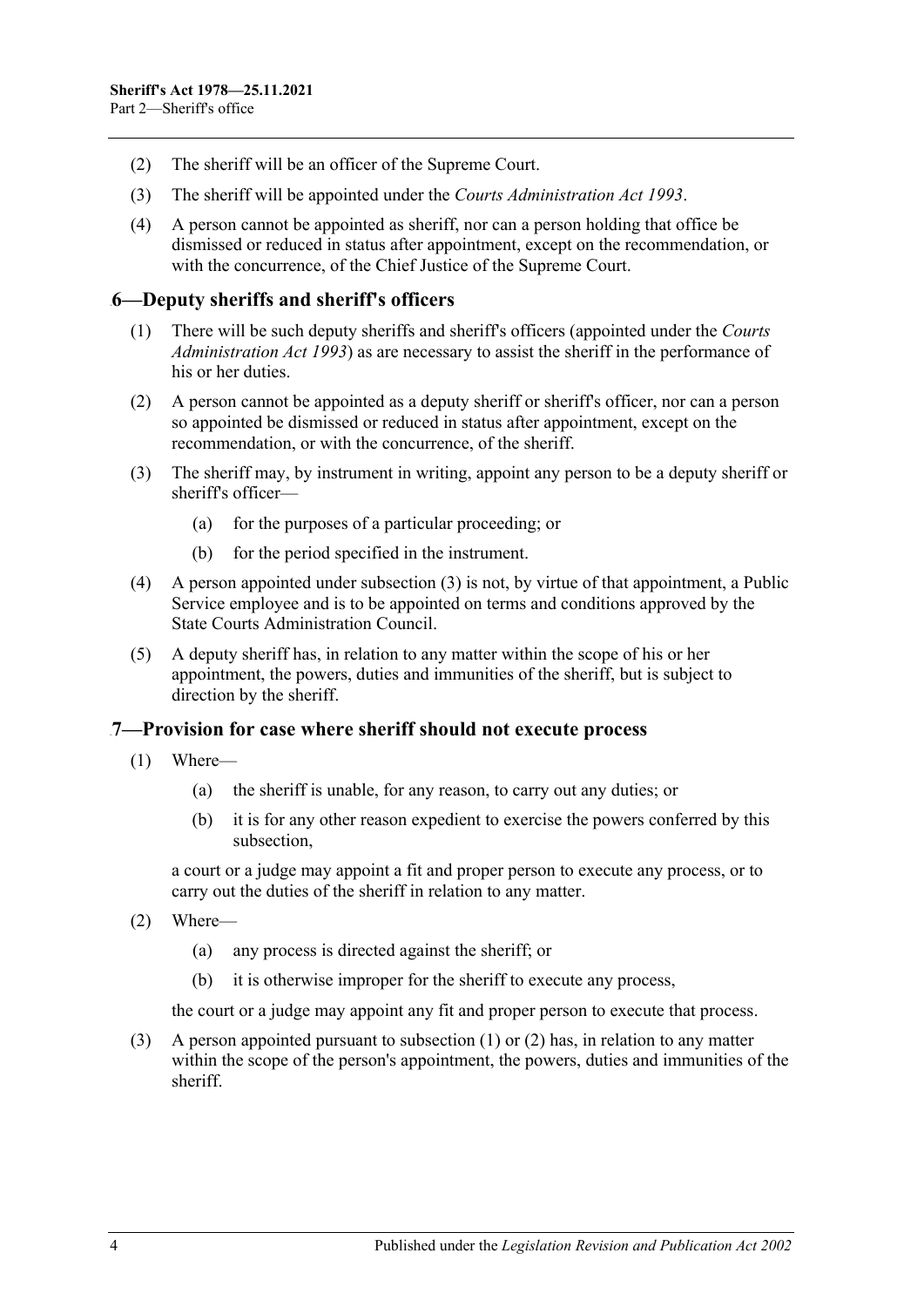(2) The sheriff will be an officer of the Supreme Court.

(3) The sheriff will be appointed under the *Courts Administration Act 1993*.

(4) A person cannot be appointed as sheriff, nor can a person holding that office be dismissed or reduced in status after appointment, except on the recommendation, or with the concurrence, of the Chief Justice of the Supreme Court.

## 6—Deputy sheriffs and sheriff's officers

(1) There will be such deputy sheriffs and sheriff's officers (appointed under the *Courts Administration Act 1993*) as are necessary to assist the sheriff in the performance of his or her duties.

(2) A person cannot be appointed as a deputy sheriff or sheriff's officer, nor can a person so appointed be dismissed or reduced in status after appointment, except on the recommendation, or with the concurrence, of the sheriff.

(3) The sheriff may, by instrument in writing, appoint any person to be a deputy sheriff or sheriff's officer—

   (a) for the purposes of a particular proceeding; or

   (b) for the period specified in the instrument.

(4) A person appointed under subsection (3) is not, by virtue of that appointment, a Public Service employee and is to be appointed on terms and conditions approved by the State Courts Administration Council.

(5) A deputy sheriff has, in relation to any matter within the scope of his or her appointment, the powers, duties and immunities of the sheriff, but is subject to direction by the sheriff.

## 7—Provision for case where sheriff should not execute process

(1) Where—

   (a) the sheriff is unable, for any reason, to carry out any duties; or

   (b) it is for any other reason expedient to exercise the powers conferred by this subsection,

   a court or a judge may appoint a fit and proper person to execute any process, or to carry out the duties of the sheriff in relation to any matter.

(2) Where—

   (a) any process is directed against the sheriff; or

   (b) it is otherwise improper for the sheriff to execute any process,

   the court or a judge may appoint any fit and proper person to execute that process.

(3) A person appointed pursuant to subsection (1) or (2) has, in relation to any matter within the scope of the person's appointment, the powers, duties and immunities of the sheriff.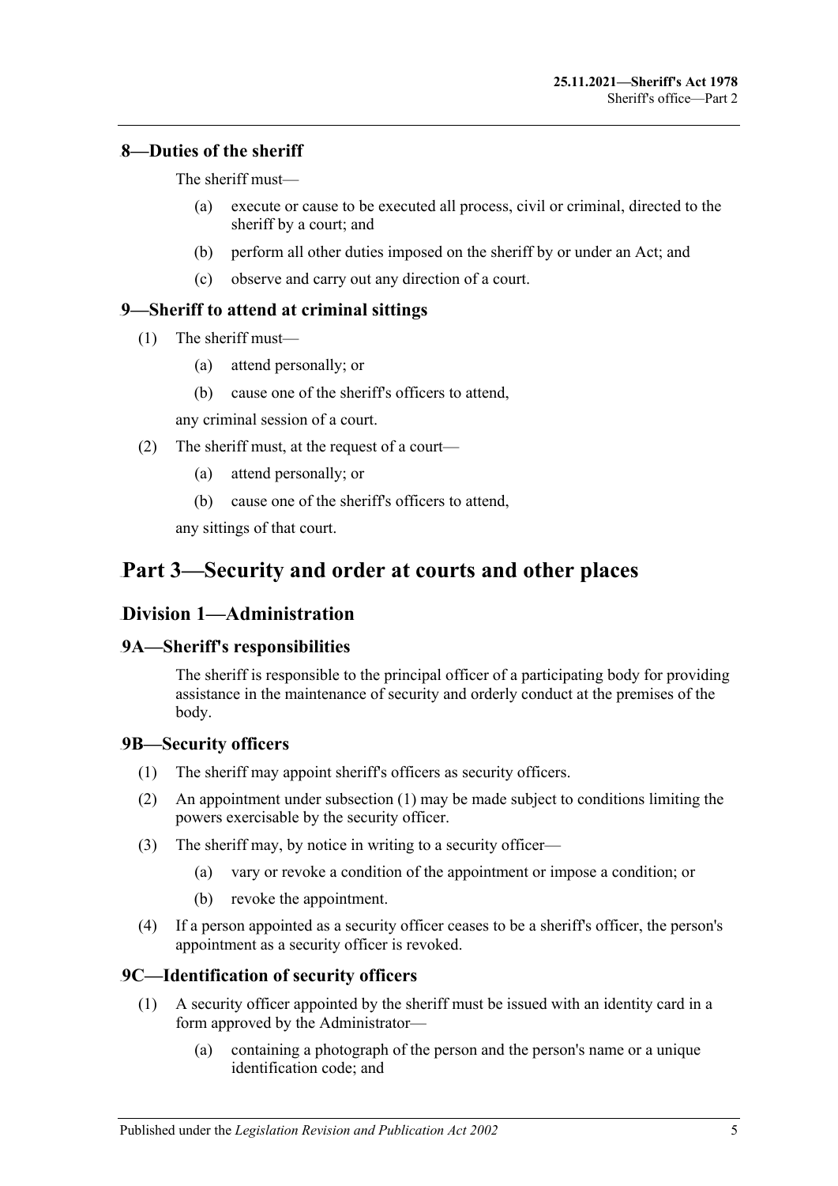### 8—Duties of the sheriff

The sheriff must—

(a) execute or cause to be executed all process, civil or criminal, directed to the sheriff by a court; and

(b) perform all other duties imposed on the sheriff by or under an Act; and

(c) observe and carry out any direction of a court.

### 9—Sheriff to attend at criminal sittings

(1) The sheriff must—

(a) attend personally; or

(b) cause one of the sheriff's officers to attend,

any criminal session of a court.

(2) The sheriff must, at the request of a court—

(a) attend personally; or

(b) cause one of the sheriff's officers to attend,

any sittings of that court.

# Part 3—Security and order at courts and other places

## Division 1—Administration

### 9A—Sheriff's responsibilities

The sheriff is responsible to the principal officer of a participating body for providing assistance in the maintenance of security and orderly conduct at the premises of the body.

### 9B—Security officers

(1) The sheriff may appoint sheriff's officers as security officers.

(2) An appointment under subsection (1) may be made subject to conditions limiting the powers exercisable by the security officer.

(3) The sheriff may, by notice in writing to a security officer—

(a) vary or revoke a condition of the appointment or impose a condition; or

(b) revoke the appointment.

(4) If a person appointed as a security officer ceases to be a sheriff's officer, the person's appointment as a security officer is revoked.

### 9C—Identification of security officers

(1) A security officer appointed by the sheriff must be issued with an identity card in a form approved by the Administrator—

(a) containing a photograph of the person and the person's name or a unique identification code; and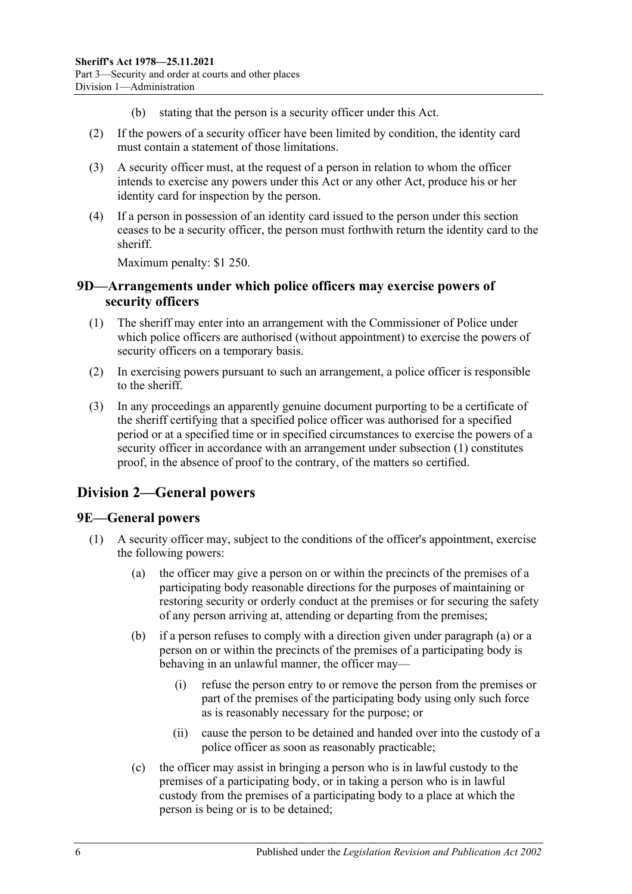(b) stating that the person is a security officer under this Act.

(2) If the powers of a security officer have been limited by condition, the identity card must contain a statement of those limitations.

(3) A security officer must, at the request of a person in relation to whom the officer intends to exercise any powers under this Act or any other Act, produce his or her identity card for inspection by the person.

(4) If a person in possession of an identity card issued to the person under this section ceases to be a security officer, the person must forthwith return the identity card to the sheriff.

Maximum penalty: $1 250.

## 9D—Arrangements under which police officers may exercise powers of security officers

(1) The sheriff may enter into an arrangement with the Commissioner of Police under which police officers are authorised (without appointment) to exercise the powers of security officers on a temporary basis.

(2) In exercising powers pursuant to such an arrangement, a police officer is responsible to the sheriff.

(3) In any proceedings an apparently genuine document purporting to be a certificate of the sheriff certifying that a specified police officer was authorised for a specified period or at a specified time or in specified circumstances to exercise the powers of a security officer in accordance with an arrangement under subsection (1) constitutes proof, in the absence of proof to the contrary, of the matters so certified.

# Division 2—General powers

## 9E—General powers

(1) A security officer may, subject to the conditions of the officer's appointment, exercise the following powers:

(a) the officer may give a person on or within the precincts of the premises of a participating body reasonable directions for the purposes of maintaining or restoring security or orderly conduct at the premises or for securing the safety of any person arriving at, attending or departing from the premises;

(b) if a person refuses to comply with a direction given under paragraph (a) or a person on or within the precincts of the premises of a participating body is behaving in an unlawful manner, the officer may—

(i) refuse the person entry to or remove the person from the premises or part of the premises of the participating body using only such force as is reasonably necessary for the purpose; or

(ii) cause the person to be detained and handed over into the custody of a police officer as soon as reasonably practicable;

(c) the officer may assist in bringing a person who is in lawful custody to the premises of a participating body, or in taking a person who is in lawful custody from the premises of a participating body to a place at which the person is being or is to be detained;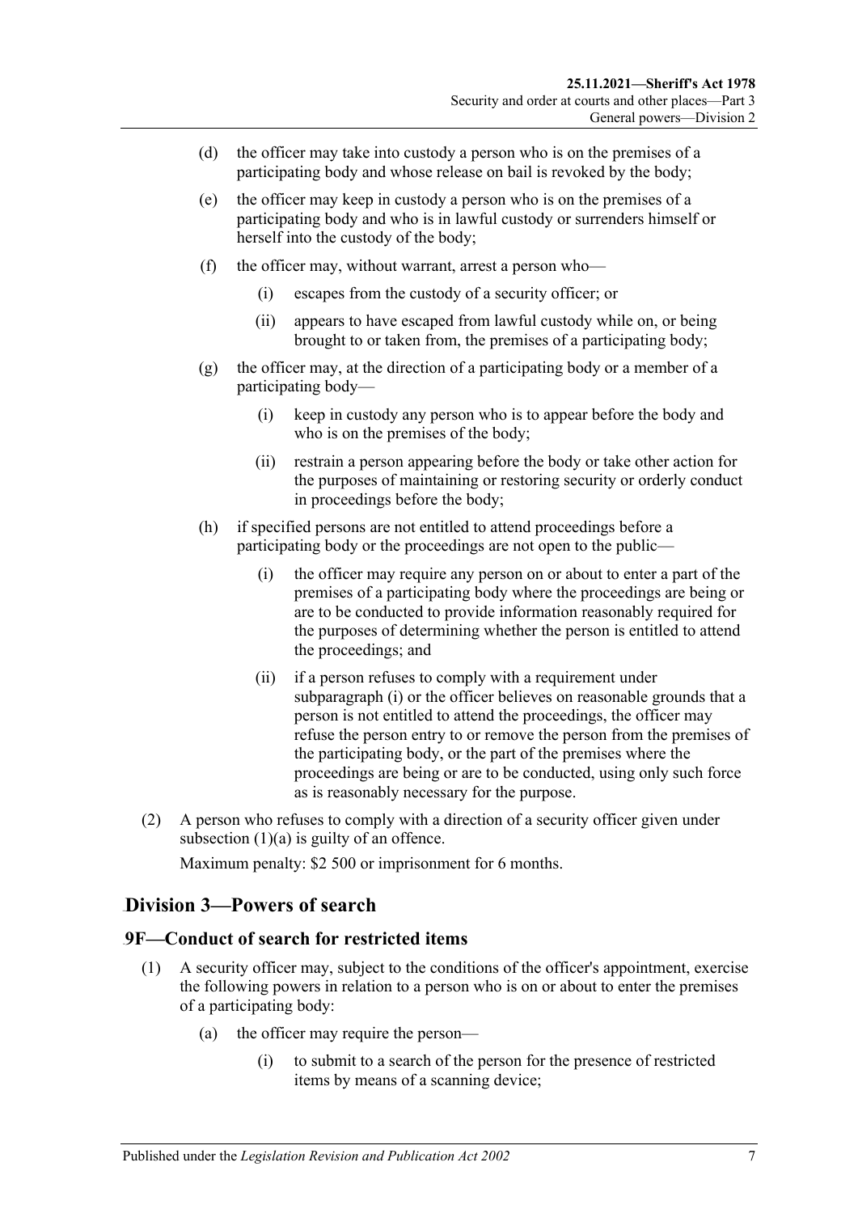(d) the officer may take into custody a person who is on the premises of a participating body and whose release on bail is revoked by the body;

(e) the officer may keep in custody a person who is on the premises of a participating body and who is in lawful custody or surrenders himself or herself into the custody of the body;

(f) the officer may, without warrant, arrest a person who—

(i) escapes from the custody of a security officer; or

(ii) appears to have escaped from lawful custody while on, or being brought to or taken from, the premises of a participating body;

(g) the officer may, at the direction of a participating body or a member of a participating body—

(i) keep in custody any person who is to appear before the body and who is on the premises of the body;

(ii) restrain a person appearing before the body or take other action for the purposes of maintaining or restoring security or orderly conduct in proceedings before the body;

(h) if specified persons are not entitled to attend proceedings before a participating body or the proceedings are not open to the public—

(i) the officer may require any person on or about to enter a part of the premises of a participating body where the proceedings are being or are to be conducted to provide information reasonably required for the purposes of determining whether the person is entitled to attend the proceedings; and

(ii) if a person refuses to comply with a requirement under subparagraph (i) or the officer believes on reasonable grounds that a person is not entitled to attend the proceedings, the officer may refuse the person entry to or remove the person from the premises of the participating body, or the part of the premises where the proceedings are being or are to be conducted, using only such force as is reasonably necessary for the purpose.

(2) A person who refuses to comply with a direction of a security officer given under subsection (1)(a) is guilty of an offence.

Maximum penalty: $2 500 or imprisonment for 6 months.

## Division 3—Powers of search

### 9F—Conduct of search for restricted items

(1) A security officer may, subject to the conditions of the officer's appointment, exercise the following powers in relation to a person who is on or about to enter the premises of a participating body:

(a) the officer may require the person—

(i) to submit to a search of the person for the presence of restricted items by means of a scanning device;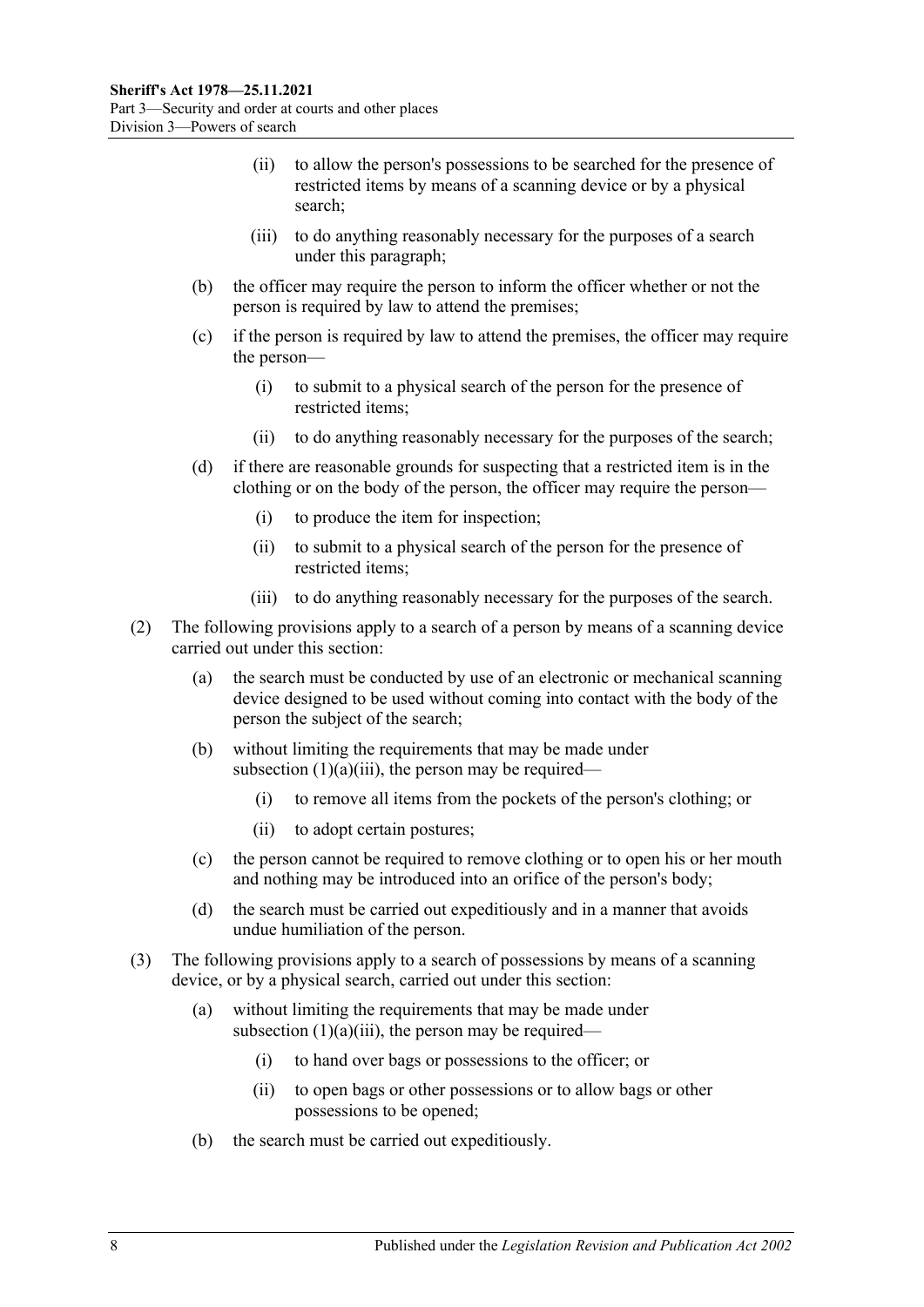(ii) to allow the person's possessions to be searched for the presence of restricted items by means of a scanning device or by a physical search;

(iii) to do anything reasonably necessary for the purposes of a search under this paragraph;

(b) the officer may require the person to inform the officer whether or not the person is required by law to attend the premises;

(c) if the person is required by law to attend the premises, the officer may require the person—

(i) to submit to a physical search of the person for the presence of restricted items;

(ii) to do anything reasonably necessary for the purposes of the search;

(d) if there are reasonable grounds for suspecting that a restricted item is in the clothing or on the body of the person, the officer may require the person—

(i) to produce the item for inspection;

(ii) to submit to a physical search of the person for the presence of restricted items;

(iii) to do anything reasonably necessary for the purposes of the search.

(2) The following provisions apply to a search of a person by means of a scanning device carried out under this section:

(a) the search must be conducted by use of an electronic or mechanical scanning device designed to be used without coming into contact with the body of the person the subject of the search;

(b) without limiting the requirements that may be made under subsection (1)(a)(iii), the person may be required—

(i) to remove all items from the pockets of the person's clothing; or

(ii) to adopt certain postures;

(c) the person cannot be required to remove clothing or to open his or her mouth and nothing may be introduced into an orifice of the person's body;

(d) the search must be carried out expeditiously and in a manner that avoids undue humiliation of the person.

(3) The following provisions apply to a search of possessions by means of a scanning device, or by a physical search, carried out under this section:

(a) without limiting the requirements that may be made under subsection (1)(a)(iii), the person may be required—

(i) to hand over bags or possessions to the officer; or

(ii) to open bags or other possessions or to allow bags or other possessions to be opened;

(b) the search must be carried out expeditiously.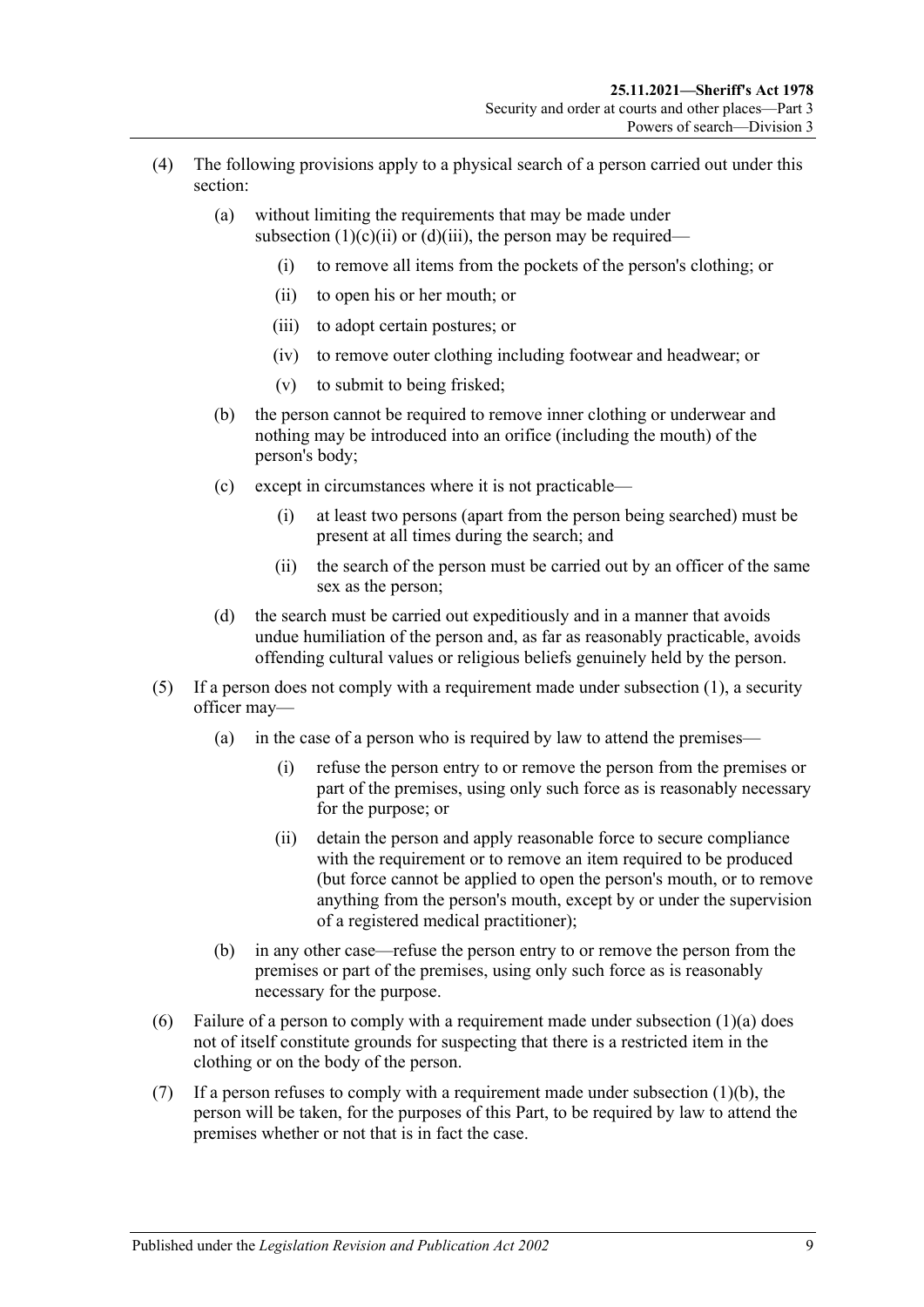(4) The following provisions apply to a physical search of a person carried out under this section:

(a) without limiting the requirements that may be made under subsection (1)(c)(ii) or (d)(iii), the person may be required—

(i) to remove all items from the pockets of the person's clothing; or

(ii) to open his or her mouth; or

(iii) to adopt certain postures; or

(iv) to remove outer clothing including footwear and headwear; or

(v) to submit to being frisked;

(b) the person cannot be required to remove inner clothing or underwear and nothing may be introduced into an orifice (including the mouth) of the person's body;

(c) except in circumstances where it is not practicable—

(i) at least two persons (apart from the person being searched) must be present at all times during the search; and

(ii) the search of the person must be carried out by an officer of the same sex as the person;

(d) the search must be carried out expeditiously and in a manner that avoids undue humiliation of the person and, as far as reasonably practicable, avoids offending cultural values or religious beliefs genuinely held by the person.

(5) If a person does not comply with a requirement made under subsection (1), a security officer may—

(a) in the case of a person who is required by law to attend the premises—

(i) refuse the person entry to or remove the person from the premises or part of the premises, using only such force as is reasonably necessary for the purpose; or

(ii) detain the person and apply reasonable force to secure compliance with the requirement or to remove an item required to be produced (but force cannot be applied to open the person's mouth, or to remove anything from the person's mouth, except by or under the supervision of a registered medical practitioner);

(b) in any other case—refuse the person entry to or remove the person from the premises or part of the premises, using only such force as is reasonably necessary for the purpose.

(6) Failure of a person to comply with a requirement made under subsection (1)(a) does not of itself constitute grounds for suspecting that there is a restricted item in the clothing or on the body of the person.

(7) If a person refuses to comply with a requirement made under subsection (1)(b), the person will be taken, for the purposes of this Part, to be required by law to attend the premises whether or not that is in fact the case.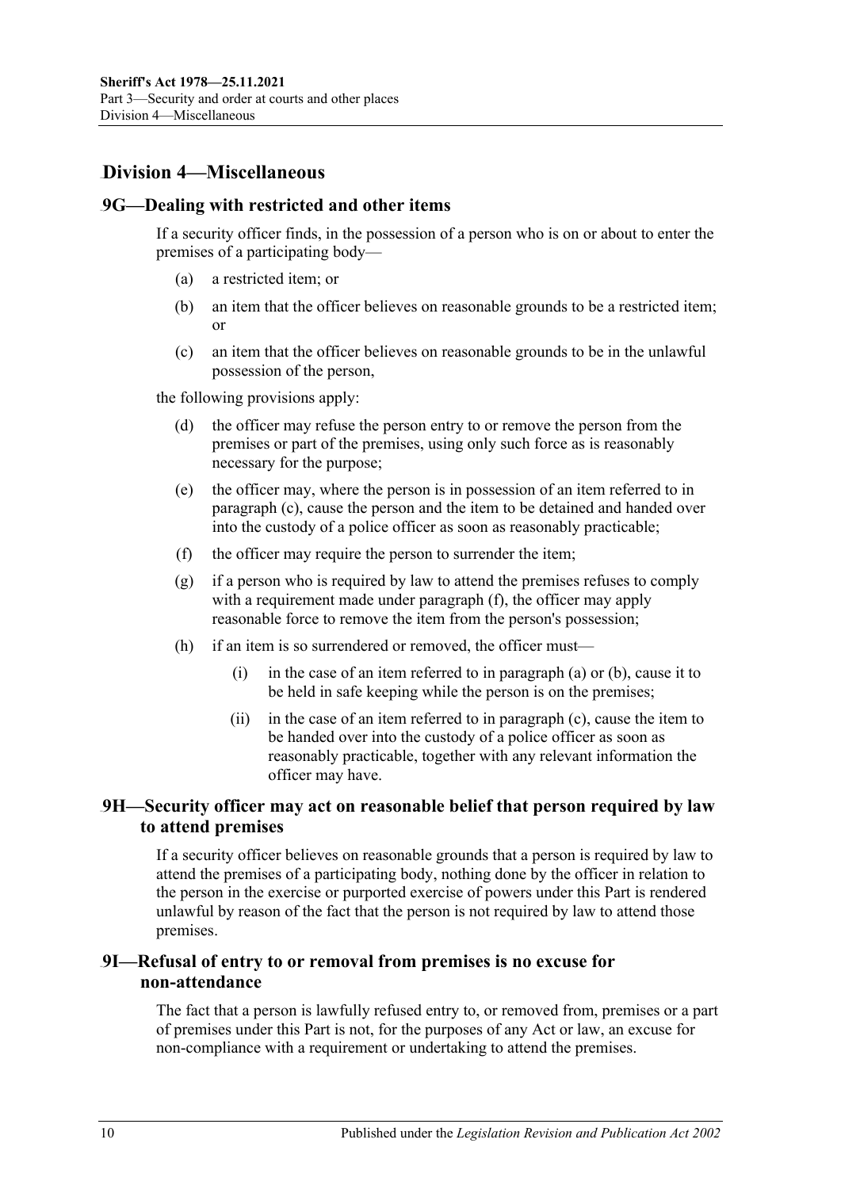## Division 4—Miscellaneous

### 9G—Dealing with restricted and other items

If a security officer finds, in the possession of a person who is on or about to enter the premises of a participating body—

(a) a restricted item; or

(b) an item that the officer believes on reasonable grounds to be a restricted item; or

(c) an item that the officer believes on reasonable grounds to be in the unlawful possession of the person,

the following provisions apply:

(d) the officer may refuse the person entry to or remove the person from the premises or part of the premises, using only such force as is reasonably necessary for the purpose;

(e) the officer may, where the person is in possession of an item referred to in paragraph (c), cause the person and the item to be detained and handed over into the custody of a police officer as soon as reasonably practicable;

(f) the officer may require the person to surrender the item;

(g) if a person who is required by law to attend the premises refuses to comply with a requirement made under paragraph (f), the officer may apply reasonable force to remove the item from the person's possession;

(h) if an item is so surrendered or removed, the officer must—

  (i) in the case of an item referred to in paragraph (a) or (b), cause it to be held in safe keeping while the person is on the premises;

  (ii) in the case of an item referred to in paragraph (c), cause the item to be handed over into the custody of a police officer as soon as reasonably practicable, together with any relevant information the officer may have.

### 9H—Security officer may act on reasonable belief that person required by law to attend premises

If a security officer believes on reasonable grounds that a person is required by law to attend the premises of a participating body, nothing done by the officer in relation to the person in the exercise or purported exercise of powers under this Part is rendered unlawful by reason of the fact that the person is not required by law to attend those premises.

### 9I—Refusal of entry to or removal from premises is no excuse for non-attendance

The fact that a person is lawfully refused entry to, or removed from, premises or a part of premises under this Part is not, for the purposes of any Act or law, an excuse for non-compliance with a requirement or undertaking to attend the premises.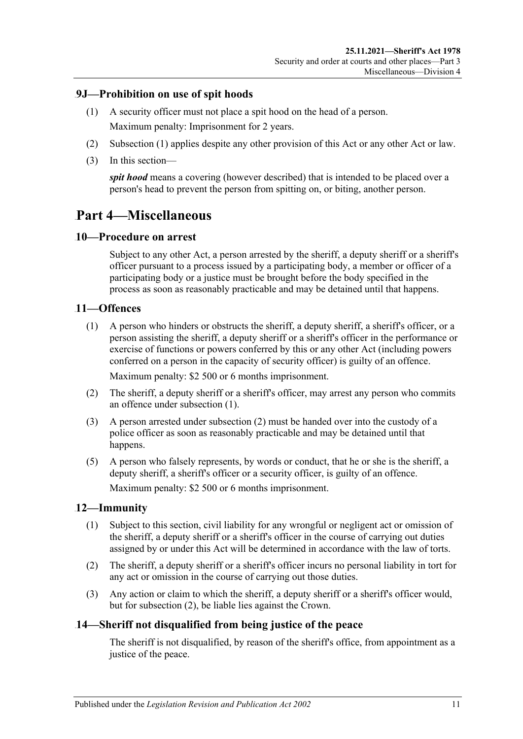## 9J—Prohibition on use of spit hoods

(1) A security officer must not place a spit hood on the head of a person.

Maximum penalty: Imprisonment for 2 years.

(2) Subsection (1) applies despite any other provision of this Act or any other Act or law.

(3) In this section—

***spit hood*** means a covering (however described) that is intended to be placed over a person's head to prevent the person from spitting on, or biting, another person.

# Part 4—Miscellaneous

## 10—Procedure on arrest

Subject to any other Act, a person arrested by the sheriff, a deputy sheriff or a sheriff's officer pursuant to a process issued by a participating body, a member or officer of a participating body or a justice must be brought before the body specified in the process as soon as reasonably practicable and may be detained until that happens.

## 11—Offences

(1) A person who hinders or obstructs the sheriff, a deputy sheriff, a sheriff's officer, or a person assisting the sheriff, a deputy sheriff or a sheriff's officer in the performance or exercise of functions or powers conferred by this or any other Act (including powers conferred on a person in the capacity of security officer) is guilty of an offence.

Maximum penalty: $2 500 or 6 months imprisonment.

(2) The sheriff, a deputy sheriff or a sheriff's officer, may arrest any person who commits an offence under subsection (1).

(3) A person arrested under subsection (2) must be handed over into the custody of a police officer as soon as reasonably practicable and may be detained until that happens.

(5) A person who falsely represents, by words or conduct, that he or she is the sheriff, a deputy sheriff, a sheriff's officer or a security officer, is guilty of an offence.

Maximum penalty: $2 500 or 6 months imprisonment.

## 12—Immunity

(1) Subject to this section, civil liability for any wrongful or negligent act or omission of the sheriff, a deputy sheriff or a sheriff's officer in the course of carrying out duties assigned by or under this Act will be determined in accordance with the law of torts.

(2) The sheriff, a deputy sheriff or a sheriff's officer incurs no personal liability in tort for any act or omission in the course of carrying out those duties.

(3) Any action or claim to which the sheriff, a deputy sheriff or a sheriff's officer would, but for subsection (2), be liable lies against the Crown.

## 14—Sheriff not disqualified from being justice of the peace

The sheriff is not disqualified, by reason of the sheriff's office, from appointment as a justice of the peace.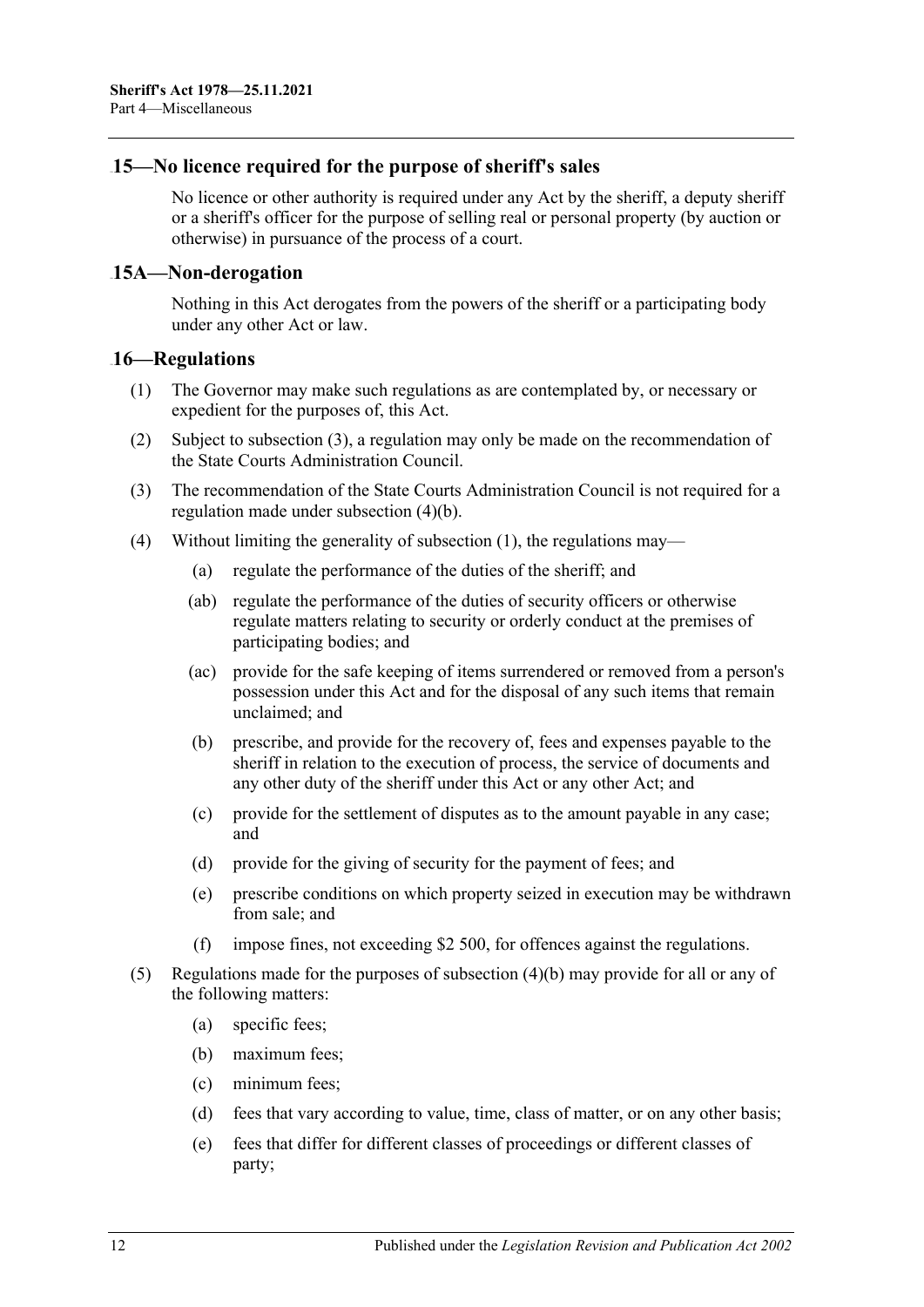## 15—No licence required for the purpose of sheriff's sales

No licence or other authority is required under any Act by the sheriff, a deputy sheriff or a sheriff's officer for the purpose of selling real or personal property (by auction or otherwise) in pursuance of the process of a court.

## 15A—Non-derogation

Nothing in this Act derogates from the powers of the sheriff or a participating body under any other Act or law.

## 16—Regulations

(1) The Governor may make such regulations as are contemplated by, or necessary or expedient for the purposes of, this Act.

(2) Subject to subsection (3), a regulation may only be made on the recommendation of the State Courts Administration Council.

(3) The recommendation of the State Courts Administration Council is not required for a regulation made under subsection (4)(b).

(4) Without limiting the generality of subsection (1), the regulations may—

- (a) regulate the performance of the duties of the sheriff; and
- (ab) regulate the performance of the duties of security officers or otherwise regulate matters relating to security or orderly conduct at the premises of participating bodies; and
- (ac) provide for the safe keeping of items surrendered or removed from a person's possession under this Act and for the disposal of any such items that remain unclaimed; and
- (b) prescribe, and provide for the recovery of, fees and expenses payable to the sheriff in relation to the execution of process, the service of documents and any other duty of the sheriff under this Act or any other Act; and
- (c) provide for the settlement of disputes as to the amount payable in any case; and
- (d) provide for the giving of security for the payment of fees; and
- (e) prescribe conditions on which property seized in execution may be withdrawn from sale; and
- (f) impose fines, not exceeding $2 500, for offences against the regulations.

(5) Regulations made for the purposes of subsection (4)(b) may provide for all or any of the following matters:

- (a) specific fees;
- (b) maximum fees;
- (c) minimum fees;
- (d) fees that vary according to value, time, class of matter, or on any other basis;
- (e) fees that differ for different classes of proceedings or different classes of party;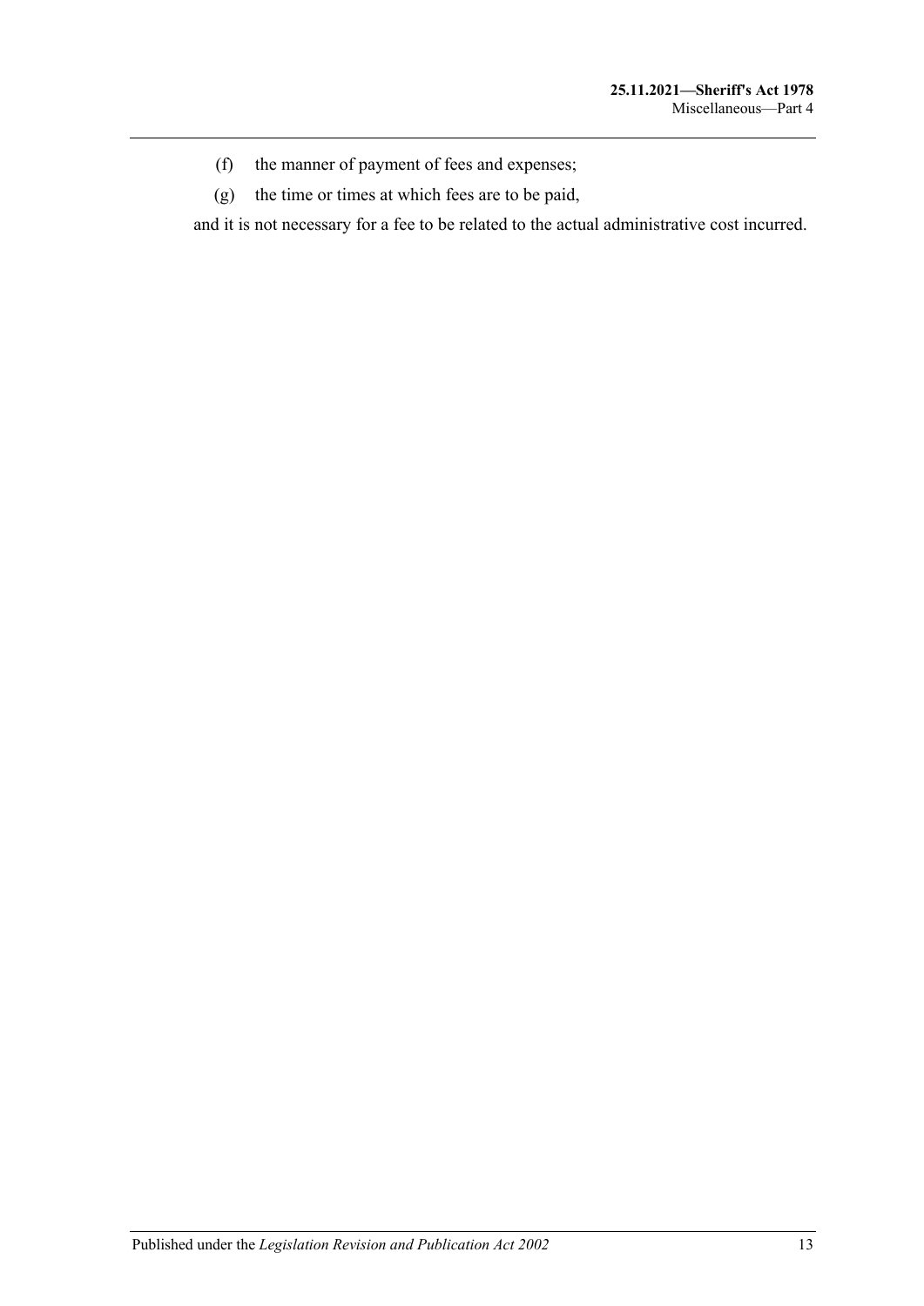(f) the manner of payment of fees and expenses;

(g) the time or times at which fees are to be paid,

and it is not necessary for a fee to be related to the actual administrative cost incurred.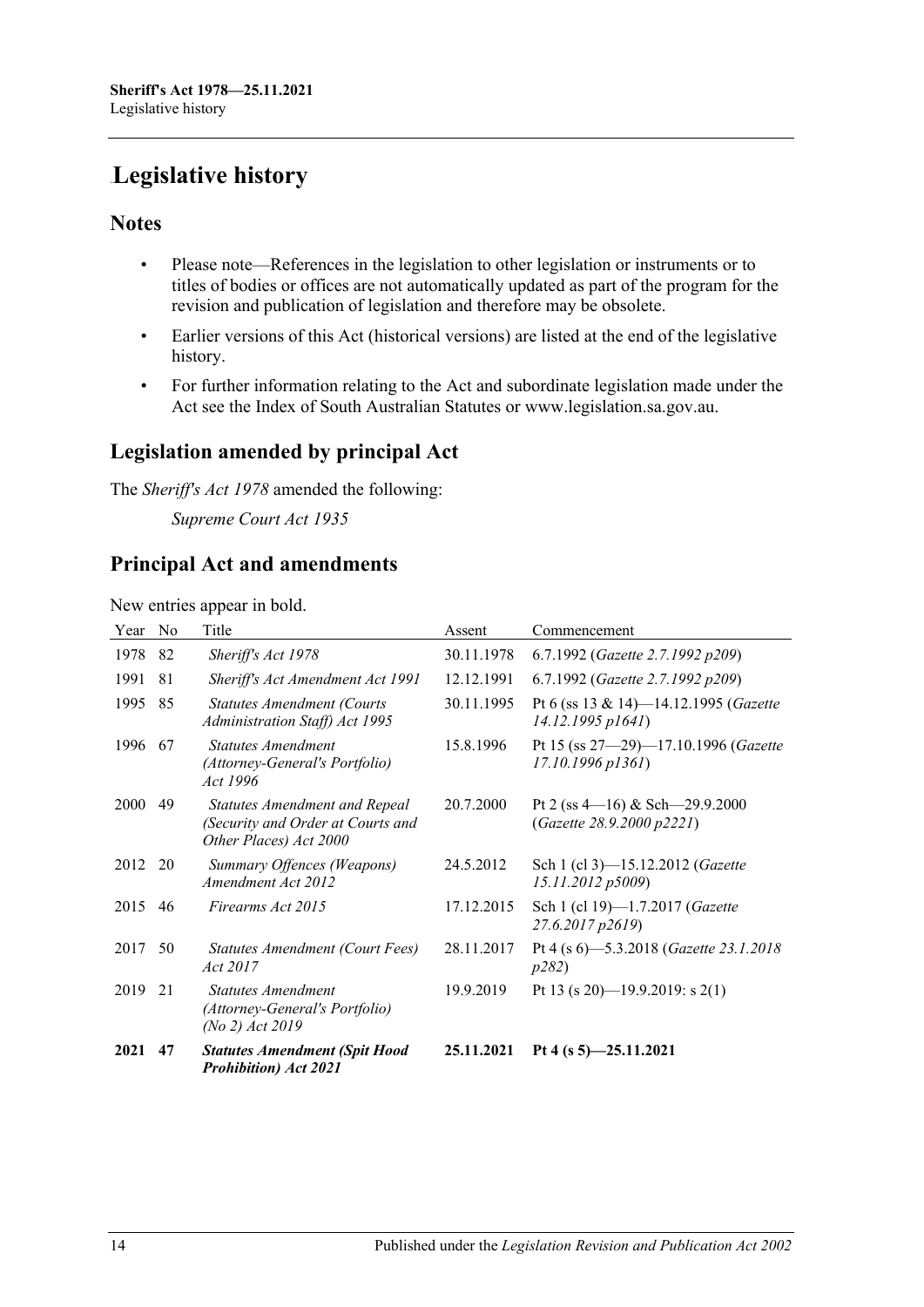# Legislative history

## Notes

- Please note—References in the legislation to other legislation or instruments or to titles of bodies or offices are not automatically updated as part of the program for the revision and publication of legislation and therefore may be obsolete.
- Earlier versions of this Act (historical versions) are listed at the end of the legislative history.
- For further information relating to the Act and subordinate legislation made under the Act see the Index of South Australian Statutes or www.legislation.sa.gov.au.

## Legislation amended by principal Act

The *Sheriff's Act 1978* amended the following:

*Supreme Court Act 1935*

## Principal Act and amendments

New entries appear in bold.

| Year | No | Title | Assent | Commencement |
|---|---|---|---|---|
| 1978 | 82 | *Sheriff's Act 1978* | 30.11.1978 | 6.7.1992 (*Gazette 2.7.1992 p209*) |
| 1991 | 81 | *Sheriff's Act Amendment Act 1991* | 12.12.1991 | 6.7.1992 (*Gazette 2.7.1992 p209*) |
| 1995 | 85 | *Statutes Amendment (Courts Administration Staff) Act 1995* | 30.11.1995 | Pt 6 (ss 13 & 14)—14.12.1995 (*Gazette 14.12.1995 p1641*) |
| 1996 | 67 | *Statutes Amendment (Attorney-General's Portfolio) Act 1996* | 15.8.1996 | Pt 15 (ss 27—29)—17.10.1996 (*Gazette 17.10.1996 p1361*) |
| 2000 | 49 | *Statutes Amendment and Repeal (Security and Order at Courts and Other Places) Act 2000* | 20.7.2000 | Pt 2 (ss 4—16) & Sch—29.9.2000 (*Gazette 28.9.2000 p2221*) |
| 2012 | 20 | *Summary Offences (Weapons) Amendment Act 2012* | 24.5.2012 | Sch 1 (cl 3)—15.12.2012 (*Gazette 15.11.2012 p5009*) |
| 2015 | 46 | *Firearms Act 2015* | 17.12.2015 | Sch 1 (cl 19)—1.7.2017 (*Gazette 27.6.2017 p2619*) |
| 2017 | 50 | *Statutes Amendment (Court Fees) Act 2017* | 28.11.2017 | Pt 4 (s 6)—5.3.2018 (*Gazette 23.1.2018 p282*) |
| 2019 | 21 | *Statutes Amendment (Attorney-General's Portfolio) (No 2) Act 2019* | 19.9.2019 | Pt 13 (s 20)—19.9.2019: s 2(1) |
| **2021** | **47** | ***Statutes Amendment (Spit Hood Prohibition) Act 2021*** | **25.11.2021** | **Pt 4 (s 5)—25.11.2021** |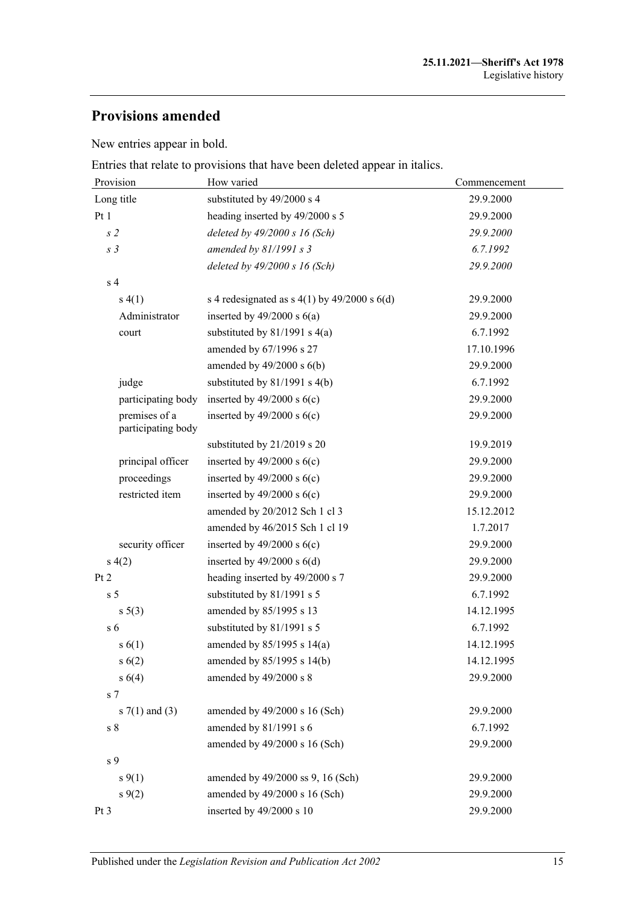## Provisions amended

New entries appear in bold.

Entries that relate to provisions that have been deleted appear in italics.

| Provision | How varied | Commencement |
|---|---|---|
| Long title | substituted by 49/2000 s 4 | 29.9.2000 |
| Pt 1 | heading inserted by 49/2000 s 5 | 29.9.2000 |
| *s 2* | *deleted by 49/2000 s 16 (Sch)* | *29.9.2000* |
| *s 3* | *amended by 81/1991 s 3* | *6.7.1992* |
| | *deleted by 49/2000 s 16 (Sch)* | *29.9.2000* |
| s 4 | | |
| s 4(1) | s 4 redesignated as s 4(1) by 49/2000 s 6(d) | 29.9.2000 |
| Administrator | inserted by 49/2000 s 6(a) | 29.9.2000 |
| court | substituted by 81/1991 s 4(a) | 6.7.1992 |
| | amended by 67/1996 s 27 | 17.10.1996 |
| | amended by 49/2000 s 6(b) | 29.9.2000 |
| judge | substituted by 81/1991 s 4(b) | 6.7.1992 |
| participating body | inserted by 49/2000 s 6(c) | 29.9.2000 |
| premises of a participating body | inserted by 49/2000 s 6(c) | 29.9.2000 |
| | substituted by 21/2019 s 20 | 19.9.2019 |
| principal officer | inserted by 49/2000 s 6(c) | 29.9.2000 |
| proceedings | inserted by 49/2000 s 6(c) | 29.9.2000 |
| restricted item | inserted by 49/2000 s 6(c) | 29.9.2000 |
| | amended by 20/2012 Sch 1 cl 3 | 15.12.2012 |
| | amended by 46/2015 Sch 1 cl 19 | 1.7.2017 |
| security officer | inserted by 49/2000 s 6(c) | 29.9.2000 |
| s 4(2) | inserted by 49/2000 s 6(d) | 29.9.2000 |
| Pt 2 | heading inserted by 49/2000 s 7 | 29.9.2000 |
| s 5 | substituted by 81/1991 s 5 | 6.7.1992 |
| s 5(3) | amended by 85/1995 s 13 | 14.12.1995 |
| s 6 | substituted by 81/1991 s 5 | 6.7.1992 |
| s 6(1) | amended by 85/1995 s 14(a) | 14.12.1995 |
| s 6(2) | amended by 85/1995 s 14(b) | 14.12.1995 |
| s 6(4) | amended by 49/2000 s 8 | 29.9.2000 |
| s 7 | | |
| s 7(1) and (3) | amended by 49/2000 s 16 (Sch) | 29.9.2000 |
| s 8 | amended by 81/1991 s 6 | 6.7.1992 |
| | amended by 49/2000 s 16 (Sch) | 29.9.2000 |
| s 9 | | |
| s 9(1) | amended by 49/2000 ss 9, 16 (Sch) | 29.9.2000 |
| s 9(2) | amended by 49/2000 s 16 (Sch) | 29.9.2000 |
| Pt 3 | inserted by 49/2000 s 10 | 29.9.2000 |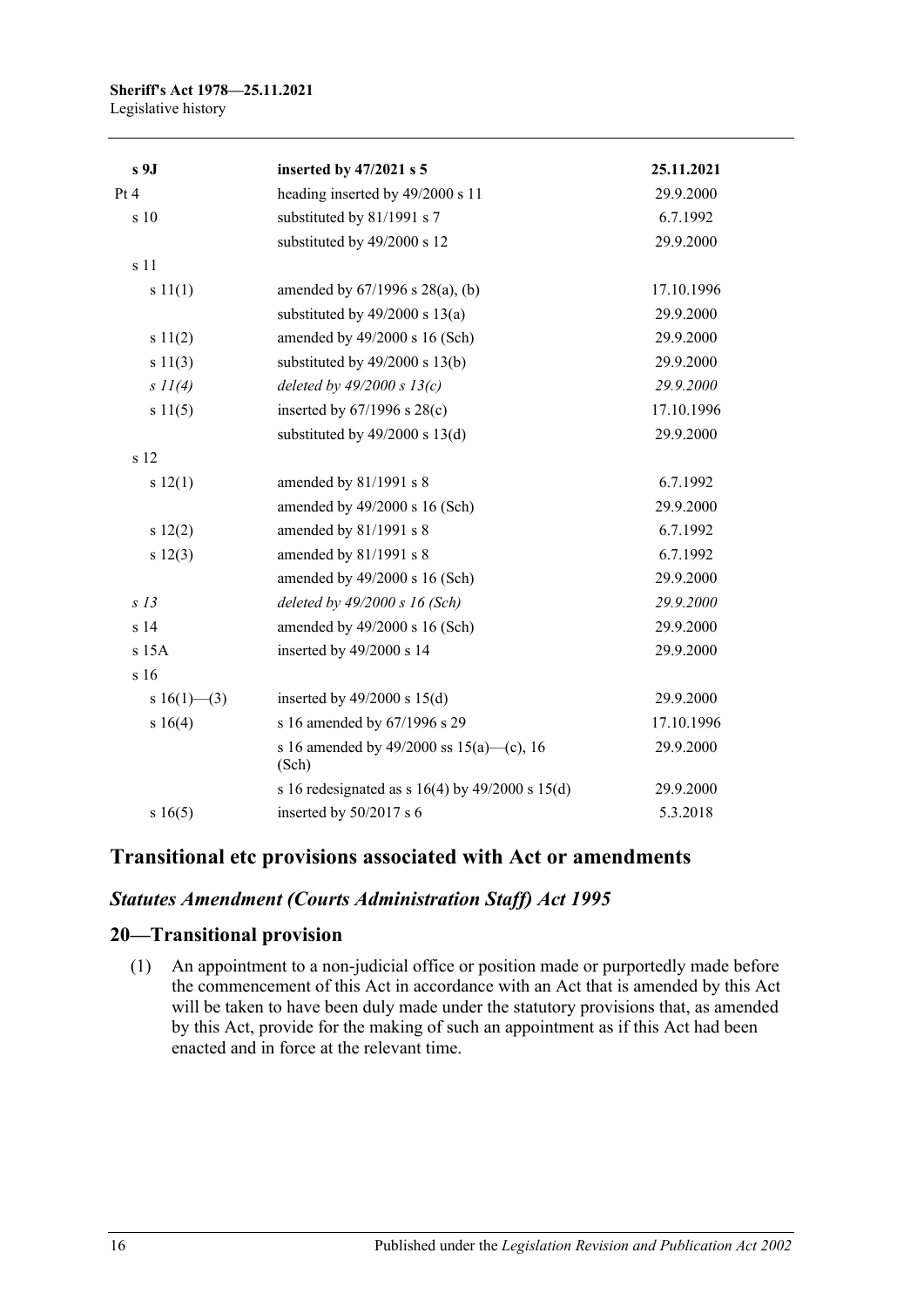| | | |
|---|---|---|
| **s 9J** | **inserted by 47/2021 s 5** | **25.11.2021** |
| Pt 4 | heading inserted by 49/2000 s 11 | 29.9.2000 |
| s 10 | substituted by 81/1991 s 7 | 6.7.1992 |
| | substituted by 49/2000 s 12 | 29.9.2000 |
| s 11 | | |
| s 11(1) | amended by 67/1996 s 28(a), (b) | 17.10.1996 |
| | substituted by 49/2000 s 13(a) | 29.9.2000 |
| s 11(2) | amended by 49/2000 s 16 (Sch) | 29.9.2000 |
| s 11(3) | substituted by 49/2000 s 13(b) | 29.9.2000 |
| *s 11(4)* | *deleted by 49/2000 s 13(c)* | *29.9.2000* |
| s 11(5) | inserted by 67/1996 s 28(c) | 17.10.1996 |
| | substituted by 49/2000 s 13(d) | 29.9.2000 |
| s 12 | | |
| s 12(1) | amended by 81/1991 s 8 | 6.7.1992 |
| | amended by 49/2000 s 16 (Sch) | 29.9.2000 |
| s 12(2) | amended by 81/1991 s 8 | 6.7.1992 |
| s 12(3) | amended by 81/1991 s 8 | 6.7.1992 |
| | amended by 49/2000 s 16 (Sch) | 29.9.2000 |
| *s 13* | *deleted by 49/2000 s 16 (Sch)* | *29.9.2000* |
| s 14 | amended by 49/2000 s 16 (Sch) | 29.9.2000 |
| s 15A | inserted by 49/2000 s 14 | 29.9.2000 |
| s 16 | | |
| s 16(1)—(3) | inserted by 49/2000 s 15(d) | 29.9.2000 |
| s 16(4) | s 16 amended by 67/1996 s 29 | 17.10.1996 |
| | s 16 amended by 49/2000 ss 15(a)—(c), 16 (Sch) | 29.9.2000 |
| | s 16 redesignated as s 16(4) by 49/2000 s 15(d) | 29.9.2000 |
| s 16(5) | inserted by 50/2017 s 6 | 5.3.2018 |

## Transitional etc provisions associated with Act or amendments

### *Statutes Amendment (Courts Administration Staff) Act 1995*

### 20—Transitional provision

(1) An appointment to a non-judicial office or position made or purportedly made before the commencement of this Act in accordance with an Act that is amended by this Act will be taken to have been duly made under the statutory provisions that, as amended by this Act, provide for the making of such an appointment as if this Act had been enacted and in force at the relevant time.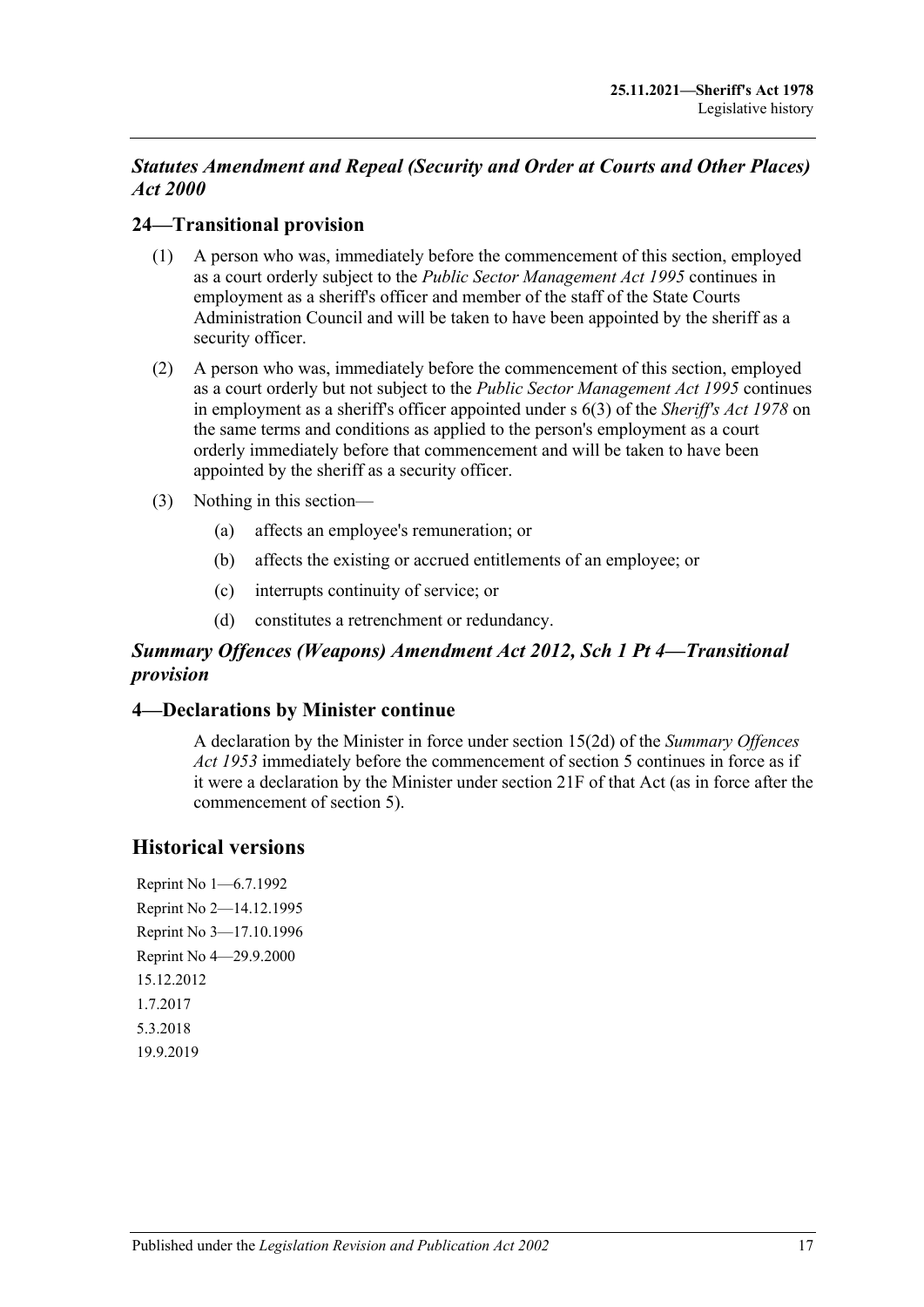### *Statutes Amendment and Repeal (Security and Order at Courts and Other Places) Act 2000*

## 24—Transitional provision

(1) A person who was, immediately before the commencement of this section, employed as a court orderly subject to the *Public Sector Management Act 1995* continues in employment as a sheriff's officer and member of the staff of the State Courts Administration Council and will be taken to have been appointed by the sheriff as a security officer.

(2) A person who was, immediately before the commencement of this section, employed as a court orderly but not subject to the *Public Sector Management Act 1995* continues in employment as a sheriff's officer appointed under s 6(3) of the *Sheriff's Act 1978* on the same terms and conditions as applied to the person's employment as a court orderly immediately before that commencement and will be taken to have been appointed by the sheriff as a security officer.

(3) Nothing in this section—

(a) affects an employee's remuneration; or

(b) affects the existing or accrued entitlements of an employee; or

(c) interrupts continuity of service; or

(d) constitutes a retrenchment or redundancy.

### *Summary Offences (Weapons) Amendment Act 2012, Sch 1 Pt 4—Transitional provision*

## 4—Declarations by Minister continue

A declaration by the Minister in force under section 15(2d) of the *Summary Offences Act 1953* immediately before the commencement of section 5 continues in force as if it were a declaration by the Minister under section 21F of that Act (as in force after the commencement of section 5).

## Historical versions

Reprint No 1—6.7.1992

Reprint No 2—14.12.1995

Reprint No 3—17.10.1996

Reprint No 4—29.9.2000

15.12.2012

1.7.2017

5.3.2018

19.9.2019